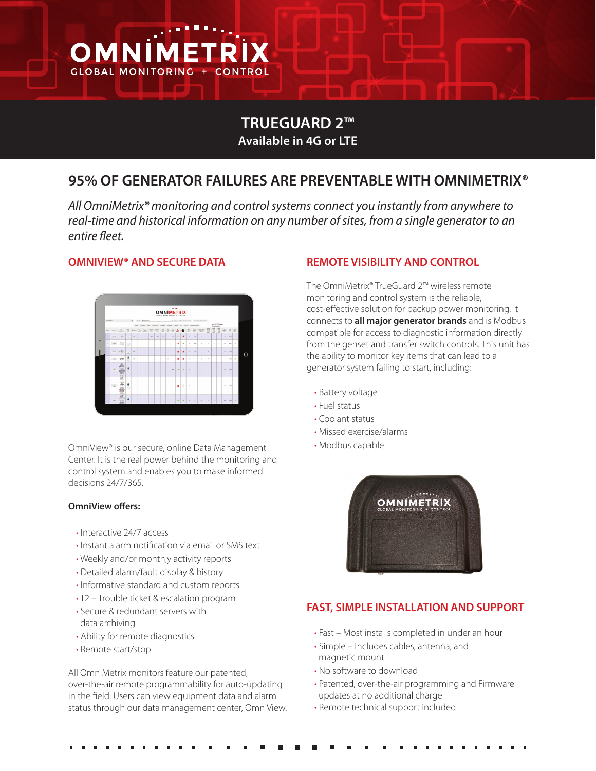# OMNIMETRIX

GLOBAL MONITORING + CONTROL

## TRUEGUARD 2™

**Available in 4G or LTE**

## 95% OF GENERATOR FAILURES ARE PREVENTABLE WITH OMNIMETRIX®

*All OmniMetrix® monitoring and control systems connect you instantly from anywhere to real-time and historical information on any number of sites, from a single generator to an entire fleet.*

### OMNIVIEW® AND SECURE DATA

OmniView® is our secure, online Data Management Center. It is the real power behind the monitoring and control system and enables you to make informed decisions 24/7/365.

**OmniView offers:**

- Interactive 24/7 access
- Instant alarm notification via email or SMS text
- Weekly and/or month;y activity reports
- Detailed alarm/fault display & history
- Informative standard and custom reports
- T2 – Trouble ticket & escalation program
- Secure & redundant servers with data archiving
- Ability for remote diagnostics
- Remote start/stop

All OmniMetrix monitors feature our patented, over-the-air remote programmability for auto-updating in the field. Users can view equipment data and alarm status through our data management center, OmniView.

### REMOTE VISIBILITY AND CONTROL

The OmniMetrix® TrueGuard 2™ wireless remote monitoring and control system is the reliable, cost-effective solution for backup power monitoring. It connects to **all major generator brands** and is Modbus compatible for access to diagnostic information directly from the genset and transfer switch controls. This unit has the ability to monitor key items that can lead to a generator system failing to start, including:

- Battery voltage
- Fuel status
- Coolant status
- Missed exercise/alarms
- Modbus capable

### FAST, SIMPLE INSTALLATION AND SUPPORT

- Fast – Most installs completed in under an hour
- Simple – Includes cables, antenna, and magnetic mount
- No software to download
- Patented, over-the-air programming and Firmware updates at no additional charge
- Remote technical support included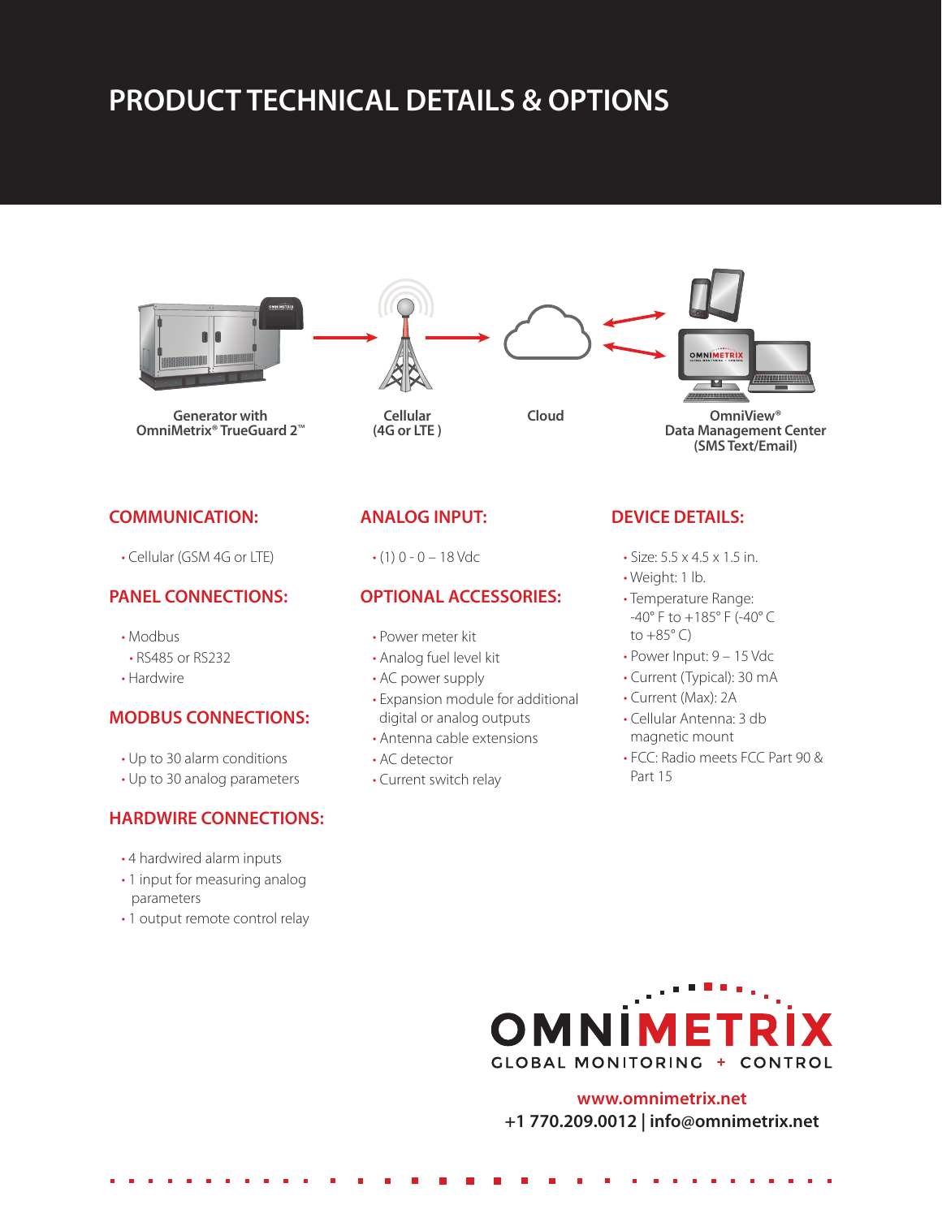# PRODUCT TECHNICAL DETAILS & OPTIONS

Generator with OmniMetrix® TrueGuard 2™

Cellular (4G or LTE )

Cloud

OmniView® Data Management Center (SMS Text/Email)

## COMMUNICATION:

- Cellular (GSM 4G or LTE)

## PANEL CONNECTIONS:

- Modbus
  - RS485 or RS232
- Hardwire

## MODBUS CONNECTIONS:

- Up to 30 alarm conditions
- Up to 30 analog parameters

## HARDWIRE CONNECTIONS:

- 4 hardwired alarm inputs
- 1 input for measuring analog parameters
- 1 output remote control relay

## ANALOG INPUT:

- (1) 0 - 0 – 18 Vdc

## OPTIONAL ACCESSORIES:

- Power meter kit
- Analog fuel level kit
- AC power supply
- Expansion module for additional digital or analog outputs
- Antenna cable extensions
- AC detector
- Current switch relay

## DEVICE DETAILS:

- Size: 5.5 x 4.5 x 1.5 in.
- Weight: 1 lb.
- Temperature Range: -40° F to +185° F (-40° C to +85° C)
- Power Input: 9 – 15 Vdc
- Current (Typical): 30 mA
- Current (Max): 2A
- Cellular Antenna: 3 db magnetic mount
- FCC: Radio meets FCC Part 90 & Part 15

OMNIMETRIX
GLOBAL MONITORING + CONTROL

www.omnimetrix.net

+1 770.209.0012 | info@omnimetrix.net